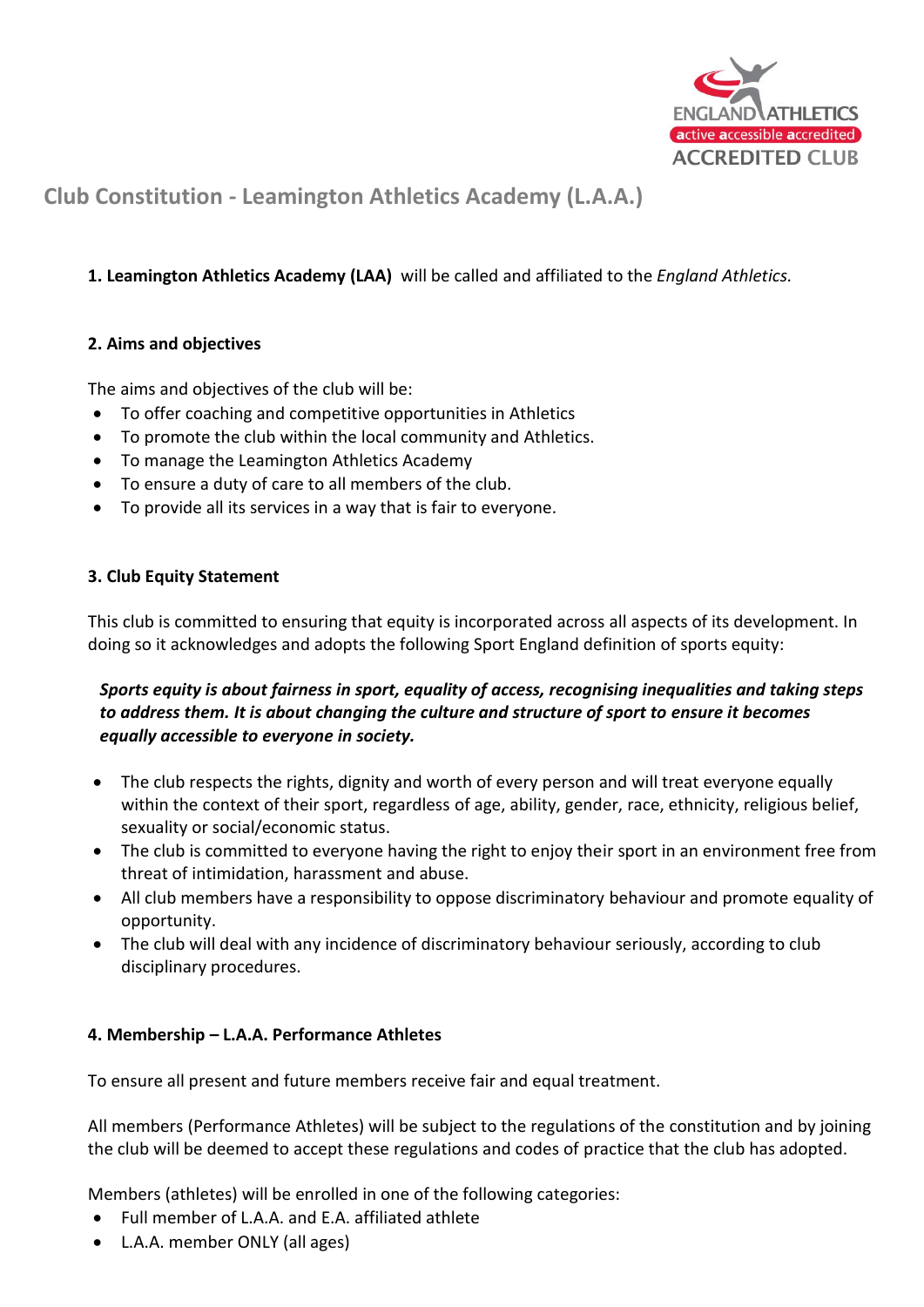ENGLAND ATHLETICS
active accessible accredited
ACCREDITED CLUB

# Club Constitution - Leamington Athletics Academy (L.A.A.)

**1. Leamington Athletics Academy (LAA)** will be called and affiliated to the *England Athletics.*

**2. Aims and objectives**

The aims and objectives of the club will be:

- To offer coaching and competitive opportunities in Athletics
- To promote the club within the local community and Athletics.
- To manage the Leamington Athletics Academy
- To ensure a duty of care to all members of the club.
- To provide all its services in a way that is fair to everyone.

**3. Club Equity Statement**

This club is committed to ensuring that equity is incorporated across all aspects of its development. In doing so it acknowledges and adopts the following Sport England definition of sports equity:

***Sports equity is about fairness in sport, equality of access, recognising inequalities and taking steps to address them. It is about changing the culture and structure of sport to ensure it becomes equally accessible to everyone in society.***

- The club respects the rights, dignity and worth of every person and will treat everyone equally within the context of their sport, regardless of age, ability, gender, race, ethnicity, religious belief, sexuality or social/economic status.
- The club is committed to everyone having the right to enjoy their sport in an environment free from threat of intimidation, harassment and abuse.
- All club members have a responsibility to oppose discriminatory behaviour and promote equality of opportunity.
- The club will deal with any incidence of discriminatory behaviour seriously, according to club disciplinary procedures.

**4. Membership – L.A.A. Performance Athletes**

To ensure all present and future members receive fair and equal treatment.

All members (Performance Athletes) will be subject to the regulations of the constitution and by joining the club will be deemed to accept these regulations and codes of practice that the club has adopted.

Members (athletes) will be enrolled in one of the following categories:

- Full member of L.A.A. and E.A. affiliated athlete
- L.A.A. member ONLY (all ages)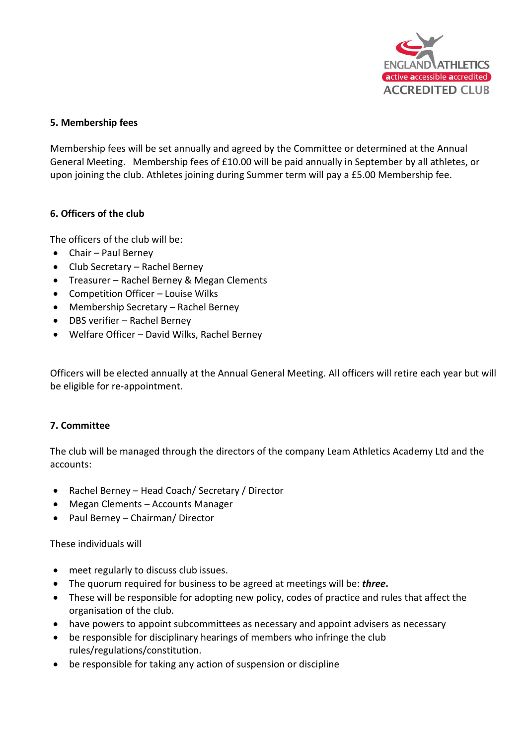### 5. Membership fees

Membership fees will be set annually and agreed by the Committee or determined at the Annual General Meeting. Membership fees of £10.00 will be paid annually in September by all athletes, or upon joining the club. Athletes joining during Summer term will pay a £5.00 Membership fee.

### 6. Officers of the club

The officers of the club will be:

- Chair – Paul Berney
- Club Secretary – Rachel Berney
- Treasurer – Rachel Berney & Megan Clements
- Competition Officer – Louise Wilks
- Membership Secretary – Rachel Berney
- DBS verifier – Rachel Berney
- Welfare Officer – David Wilks, Rachel Berney

Officers will be elected annually at the Annual General Meeting. All officers will retire each year but will be eligible for re-appointment.

### 7. Committee

The club will be managed through the directors of the company Leam Athletics Academy Ltd and the accounts:

- Rachel Berney – Head Coach/ Secretary / Director
- Megan Clements – Accounts Manager
- Paul Berney – Chairman/ Director

These individuals will

- meet regularly to discuss club issues.
- The quorum required for business to be agreed at meetings will be: ***three*.**
- These will be responsible for adopting new policy, codes of practice and rules that affect the organisation of the club.
- have powers to appoint subcommittees as necessary and appoint advisers as necessary
- be responsible for disciplinary hearings of members who infringe the club rules/regulations/constitution.
- be responsible for taking any action of suspension or discipline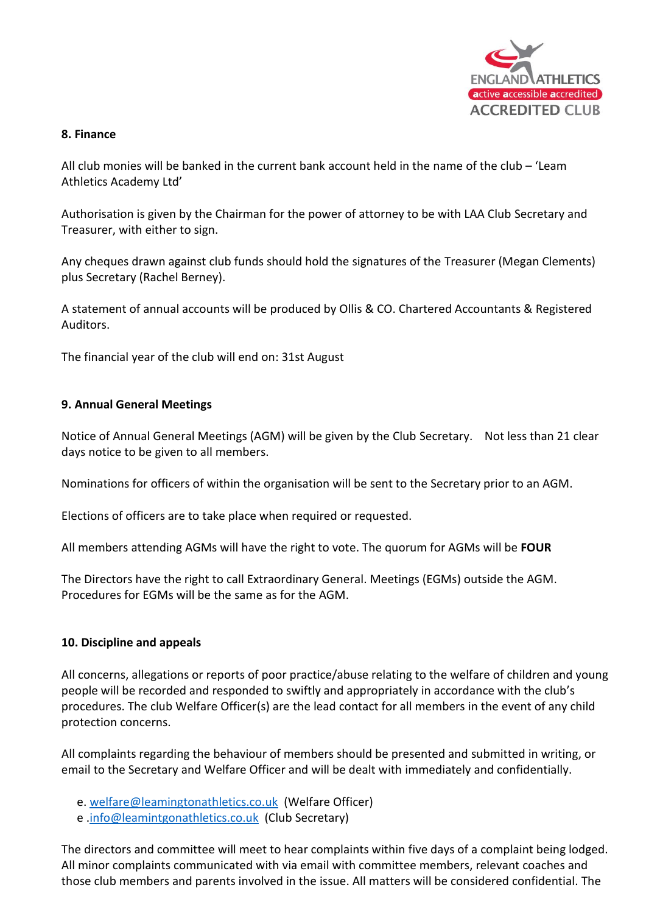### 8. Finance

All club monies will be banked in the current bank account held in the name of the club – 'Leam Athletics Academy Ltd'

Authorisation is given by the Chairman for the power of attorney to be with LAA Club Secretary and Treasurer, with either to sign.

Any cheques drawn against club funds should hold the signatures of the Treasurer (Megan Clements) plus Secretary (Rachel Berney).

A statement of annual accounts will be produced by Ollis & CO. Chartered Accountants & Registered Auditors.

The financial year of the club will end on: 31st August

### 9. Annual General Meetings

Notice of Annual General Meetings (AGM) will be given by the Club Secretary. Not less than 21 clear days notice to be given to all members.

Nominations for officers of within the organisation will be sent to the Secretary prior to an AGM.

Elections of officers are to take place when required or requested.

All members attending AGMs will have the right to vote. The quorum for AGMs will be **FOUR**

The Directors have the right to call Extraordinary General. Meetings (EGMs) outside the AGM. Procedures for EGMs will be the same as for the AGM.

### 10. Discipline and appeals

All concerns, allegations or reports of poor practice/abuse relating to the welfare of children and young people will be recorded and responded to swiftly and appropriately in accordance with the club's procedures. The club Welfare Officer(s) are the lead contact for all members in the event of any child protection concerns.

All complaints regarding the behaviour of members should be presented and submitted in writing, or email to the Secretary and Welfare Officer and will be dealt with immediately and confidentially.

e. welfare@leamingtonathletics.co.uk (Welfare Officer)
e .info@leamintgonathletics.co.uk (Club Secretary)

The directors and committee will meet to hear complaints within five days of a complaint being lodged. All minor complaints communicated with via email with committee members, relevant coaches and those club members and parents involved in the issue. All matters will be considered confidential. The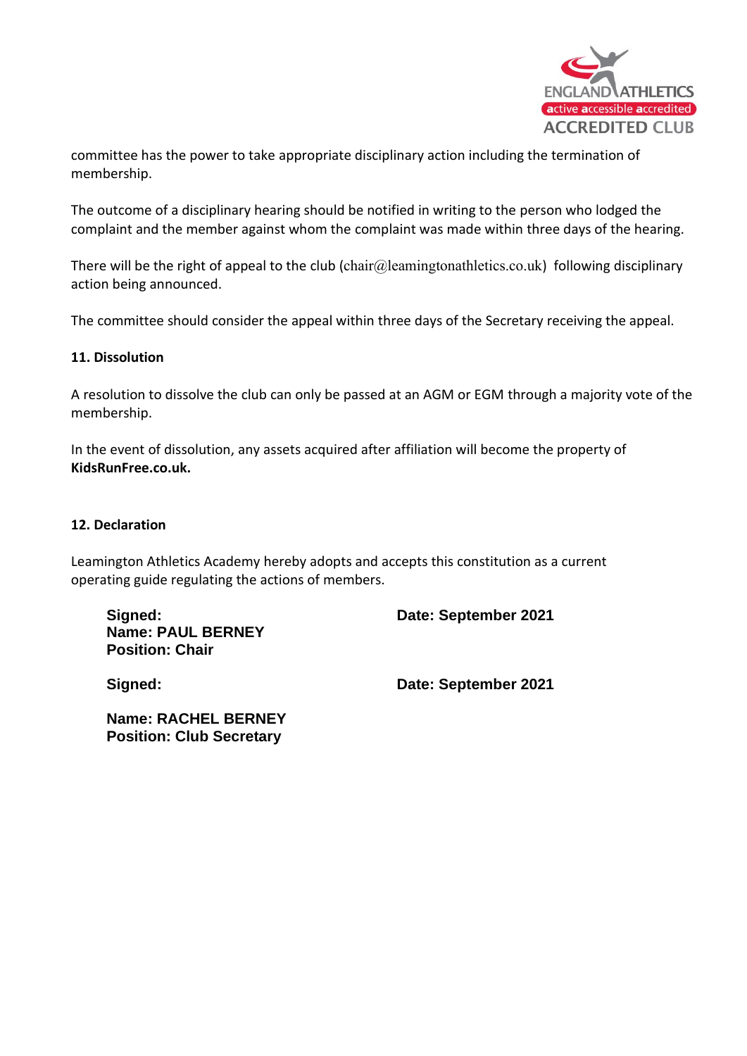committee has the power to take appropriate disciplinary action including the termination of membership.

The outcome of a disciplinary hearing should be notified in writing to the person who lodged the complaint and the member against whom the complaint was made within three days of the hearing.

There will be the right of appeal to the club (chair@leamingtonathletics.co.uk) following disciplinary action being announced.

The committee should consider the appeal within three days of the Secretary receiving the appeal.

**11. Dissolution**

A resolution to dissolve the club can only be passed at an AGM or EGM through a majority vote of the membership.

In the event of dissolution, any assets acquired after affiliation will become the property of **KidsRunFree.co.uk.**

**12. Declaration**

Leamington Athletics Academy hereby adopts and accepts this constitution as a current operating guide regulating the actions of members.

**Signed:**
**Name: PAUL BERNEY**
**Position: Chair**

**Date: September 2021**

**Signed:**

**Date: September 2021**

**Name: RACHEL BERNEY**
**Position: Club Secretary**